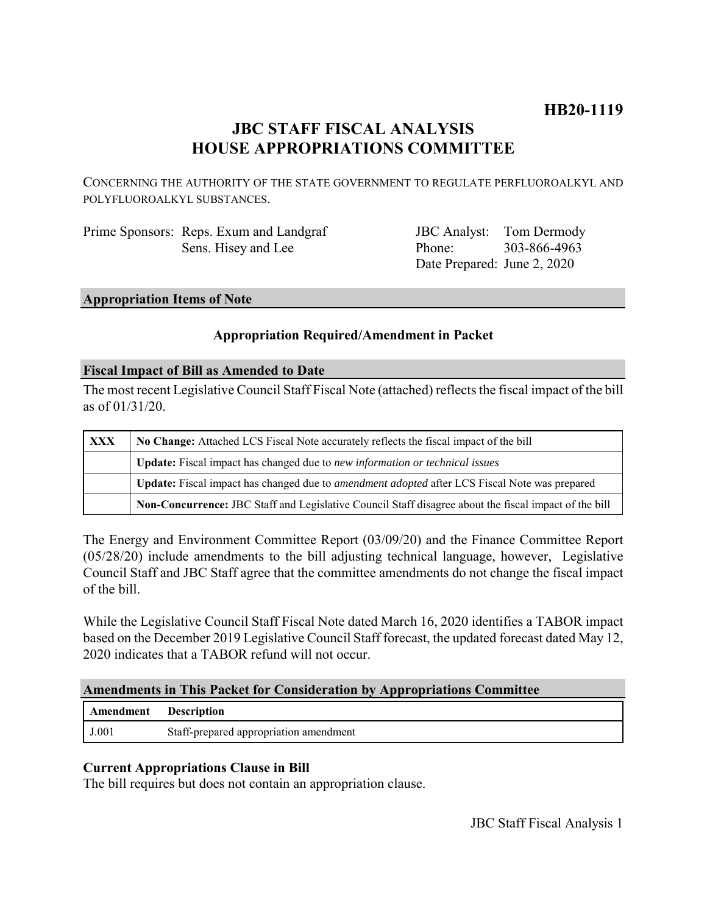**HB20-1119**

# JBC STAFF FISCAL ANALYSIS
# HOUSE APPROPRIATIONS COMMITTEE

CONCERNING THE AUTHORITY OF THE STATE GOVERNMENT TO REGULATE PERFLUOROALKYL AND POLYFLUOROALKYL SUBSTANCES.

Prime Sponsors: Reps. Exum and Landgraf
Sens. Hisey and Lee

JBC Analyst: Tom Dermody
Phone: 303-866-4963
Date Prepared: June 2, 2020

## Appropriation Items of Note

### Appropriation Required/Amendment in Packet

## Fiscal Impact of Bill as Amended to Date

The most recent Legislative Council Staff Fiscal Note (attached) reflects the fiscal impact of the bill as of 01/31/20.

| | |
|---|---|
| XXX | **No Change:** Attached LCS Fiscal Note accurately reflects the fiscal impact of the bill |
| | **Update:** Fiscal impact has changed due to *new information or technical issues* |
| | **Update:** Fiscal impact has changed due to *amendment adopted* after LCS Fiscal Note was prepared |
| | **Non-Concurrence:** JBC Staff and Legislative Council Staff disagree about the fiscal impact of the bill |

The Energy and Environment Committee Report (03/09/20) and the Finance Committee Report (05/28/20) include amendments to the bill adjusting technical language, however, Legislative Council Staff and JBC Staff agree that the committee amendments do not change the fiscal impact of the bill.

While the Legislative Council Staff Fiscal Note dated March 16, 2020 identifies a TABOR impact based on the December 2019 Legislative Council Staff forecast, the updated forecast dated May 12, 2020 indicates that a TABOR refund will not occur.

## Amendments in This Packet for Consideration by Appropriations Committee

| Amendment | Description |
|---|---|
| J.001 | Staff-prepared appropriation amendment |

### Current Appropriations Clause in Bill

The bill requires but does not contain an appropriation clause.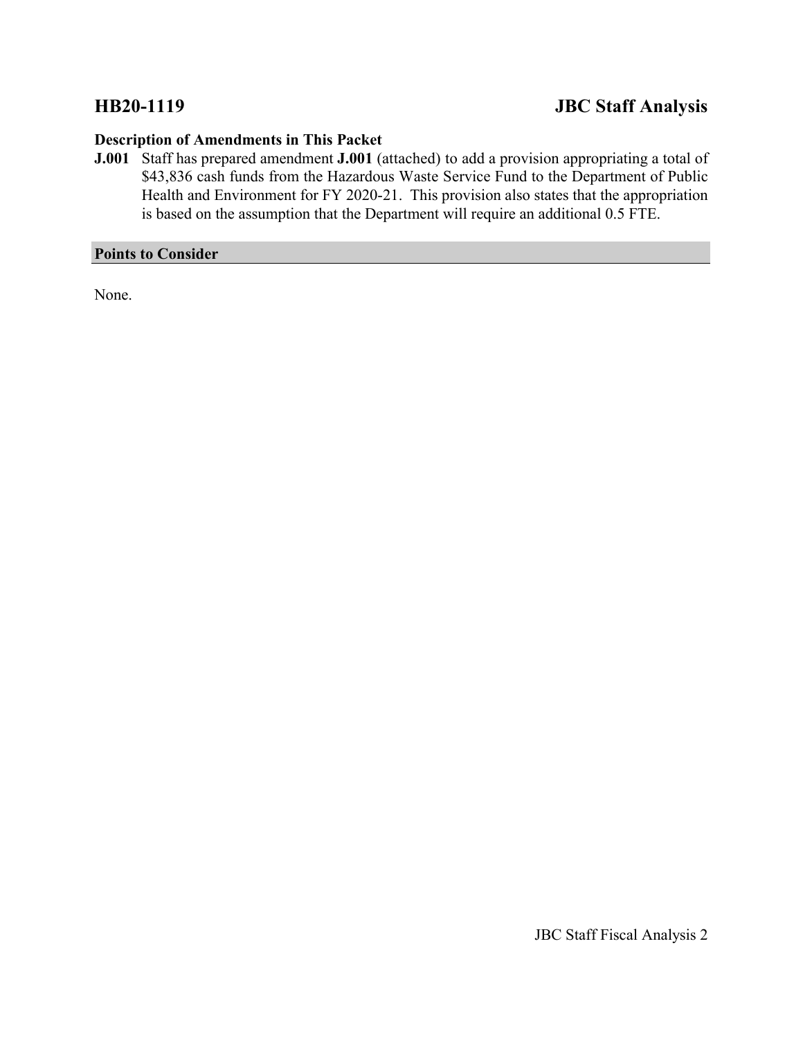# HB20-1119 JBC Staff Analysis

**Description of Amendments in This Packet**

**J.001** Staff has prepared amendment **J.001** (attached) to add a provision appropriating a total of $43,836 cash funds from the Hazardous Waste Service Fund to the Department of Public Health and Environment for FY 2020-21. This provision also states that the appropriation is based on the assumption that the Department will require an additional 0.5 FTE.

## Points to Consider

None.